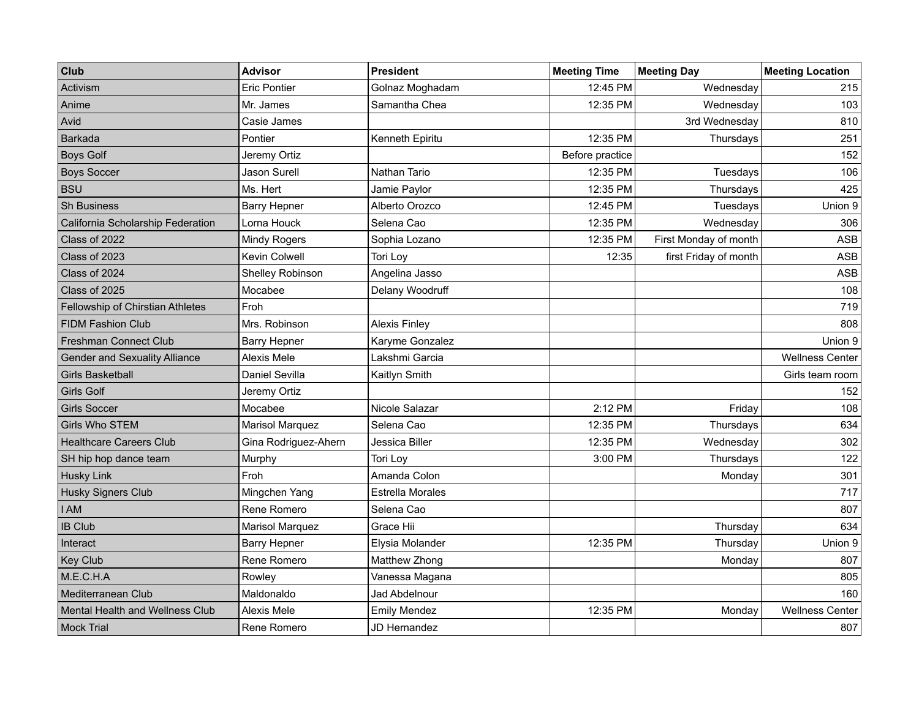| Club | Advisor | President | Meeting Time | Meeting Day | Meeting Location |
|---|---|---|---|---|---|
| Activism | Eric Pontier | Golnaz Moghadam | 12:45 PM | Wednesday | 215 |
| Anime | Mr. James | Samantha Chea | 12:35 PM | Wednesday | 103 |
| Avid | Casie James | | | 3rd Wednesday | 810 |
| Barkada | Pontier | Kenneth Epiritu | 12:35 PM | Thursdays | 251 |
| Boys Golf | Jeremy Ortiz | | Before practice | | 152 |
| Boys Soccer | Jason Surell | Nathan Tario | 12:35 PM | Tuesdays | 106 |
| BSU | Ms. Hert | Jamie Paylor | 12:35 PM | Thursdays | 425 |
| Sh Business | Barry Hepner | Alberto Orozco | 12:45 PM | Tuesdays | Union 9 |
| California Scholarship Federation | Lorna Houck | Selena Cao | 12:35 PM | Wednesday | 306 |
| Class of 2022 | Mindy Rogers | Sophia Lozano | 12:35 PM | First Monday of month | ASB |
| Class of 2023 | Kevin Colwell | Tori Loy | 12:35 | first Friday of month | ASB |
| Class of 2024 | Shelley Robinson | Angelina Jasso | | | ASB |
| Class of 2025 | Mocabee | Delany Woodruff | | | 108 |
| Fellowship of Chirstian Athletes | Froh | | | | 719 |
| FIDM Fashion Club | Mrs. Robinson | Alexis Finley | | | 808 |
| Freshman Connect Club | Barry Hepner | Karyme Gonzalez | | | Union 9 |
| Gender and Sexuality Alliance | Alexis Mele | Lakshmi Garcia | | | Wellness Center |
| Girls Basketball | Daniel Sevilla | Kaitlyn Smith | | | Girls team room |
| Girls Golf | Jeremy Ortiz | | | | 152 |
| Girls Soccer | Mocabee | Nicole Salazar | 2:12 PM | Friday | 108 |
| Girls Who STEM | Marisol Marquez | Selena Cao | 12:35 PM | Thursdays | 634 |
| Healthcare Careers Club | Gina Rodriguez-Ahern | Jessica Biller | 12:35 PM | Wednesday | 302 |
| SH hip hop dance team | Murphy | Tori Loy | 3:00 PM | Thursdays | 122 |
| Husky Link | Froh | Amanda Colon | | Monday | 301 |
| Husky Signers Club | Mingchen Yang | Estrella Morales | | | 717 |
| I AM | Rene Romero | Selena Cao | | | 807 |
| IB Club | Marisol Marquez | Grace Hii | | Thursday | 634 |
| Interact | Barry Hepner | Elysia Molander | 12:35 PM | Thursday | Union 9 |
| Key Club | Rene Romero | Matthew Zhong | | Monday | 807 |
| M.E.C.H.A | Rowley | Vanessa Magana | | | 805 |
| Mediterranean Club | Maldonaldo | Jad Abdelnour | | | 160 |
| Mental Health and Wellness Club | Alexis Mele | Emily Mendez | 12:35 PM | Monday | Wellness Center |
| Mock Trial | Rene Romero | JD Hernandez | | | 807 |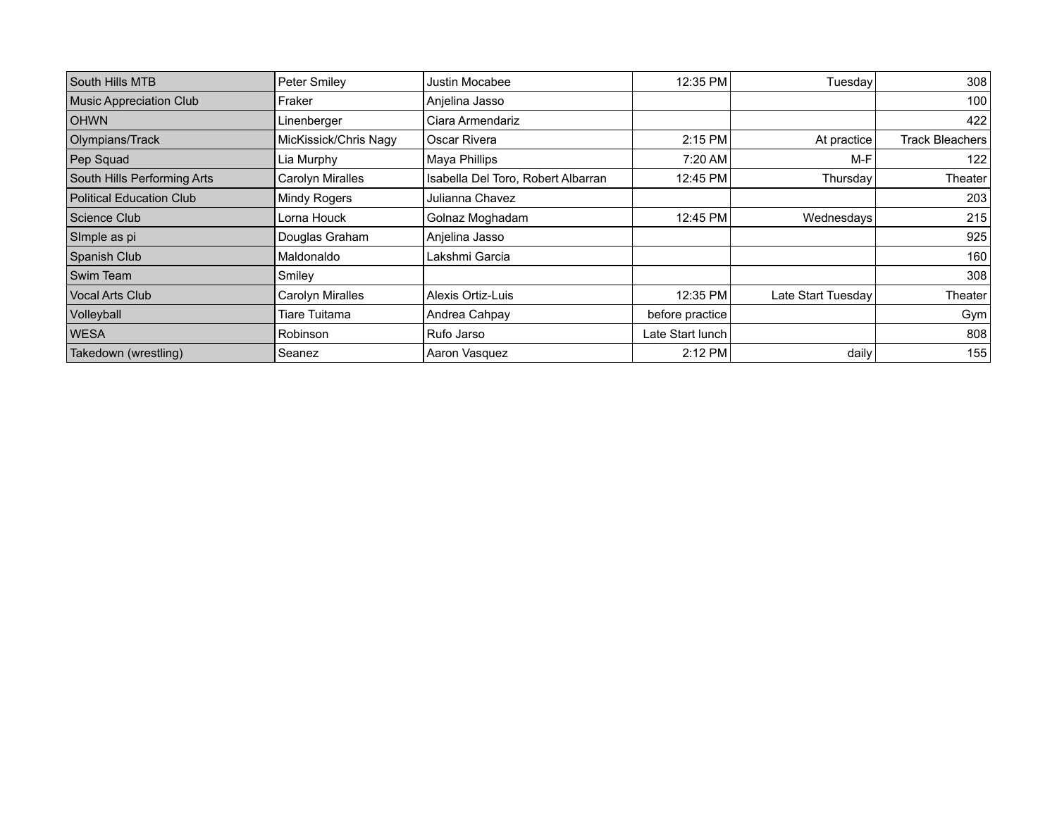| | | | | | |
|---|---|---|---|---|---|
| South Hills MTB | Peter Smiley | Justin Mocabee | 12:35 PM | Tuesday | 308 |
| Music Appreciation Club | Fraker | Anjelina Jasso | | | 100 |
| OHWN | Linenberger | Ciara Armendariz | | | 422 |
| Olympians/Track | MicKissick/Chris Nagy | Oscar Rivera | 2:15 PM | At practice | Track Bleachers |
| Pep Squad | Lia Murphy | Maya Phillips | 7:20 AM | M-F | 122 |
| South Hills Performing Arts | Carolyn Miralles | Isabella Del Toro, Robert Albarran | 12:45 PM | Thursday | Theater |
| Political Education Club | Mindy Rogers | Julianna Chavez | | | 203 |
| Science Club | Lorna Houck | Golnaz Moghadam | 12:45 PM | Wednesdays | 215 |
| SImple as pi | Douglas Graham | Anjelina Jasso | | | 925 |
| Spanish Club | Maldonaldo | Lakshmi Garcia | | | 160 |
| Swim Team | Smiley | | | | 308 |
| Vocal Arts Club | Carolyn Miralles | Alexis Ortiz-Luis | 12:35 PM | Late Start Tuesday | Theater |
| Volleyball | Tiare Tuitama | Andrea Cahpay | before practice | | Gym |
| WESA | Robinson | Rufo Jarso | Late Start lunch | | 808 |
| Takedown (wrestling) | Seanez | Aaron Vasquez | 2:12 PM | daily | 155 |